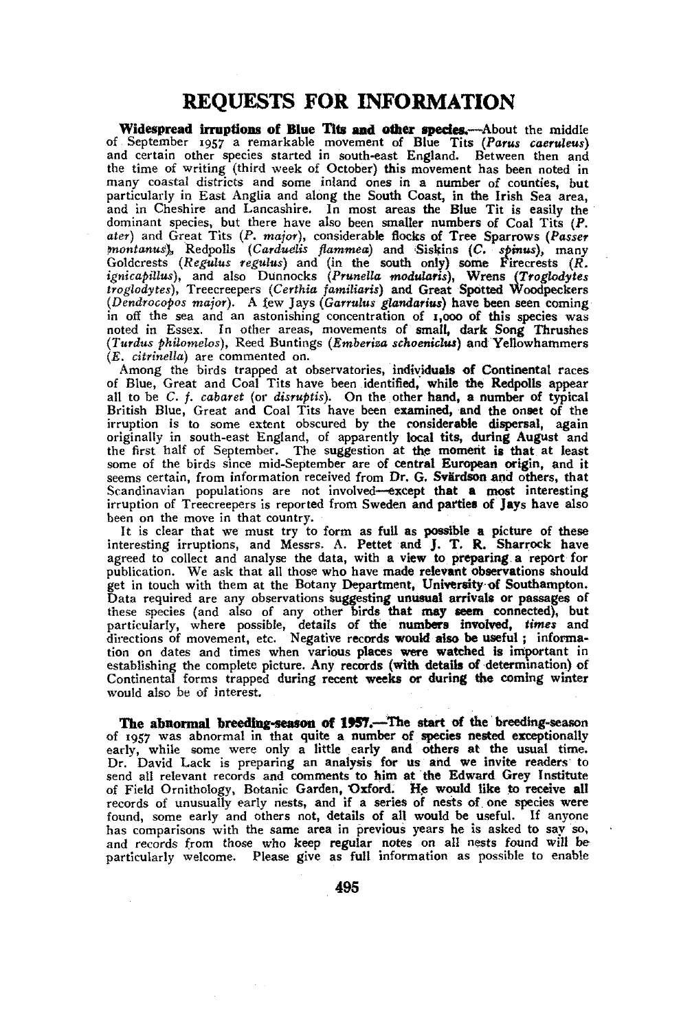# REQUESTS FOR INFORMATION

**Widespread irruptions of Blue Tits and other species.**—About the middle of September 1957 a remarkable movement of Blue Tits (*Parus caeruleus*) and certain other species started in south-east England. Between then and the time of writing (third week of October) this movement has been noted in many coastal districts and some inland ones in a number of counties, but particularly in East Anglia and along the South Coast, in the Irish Sea area, and in Cheshire and Lancashire. In most areas the Blue Tit is easily the dominant species, but there have also been smaller numbers of Coal Tits (*P. ater*) and Great Tits (*P. major*), considerable flocks of Tree Sparrows (*Passer montanus*), Redpolls (*Carduelis flammea*) and Siskins (*C. spinus*), many Goldcrests (*Regulus regulus*) and (in the south only) some Firecrests (*R. ignicapillus*), and also Dunnocks (*Prunella modularis*), Wrens (*Troglodytes troglodytes*), Treecreepers (*Certhia familiaris*) and Great Spotted Woodpeckers (*Dendrocopos major*). A few Jays (*Garrulus glandarius*) have been seen coming in off the sea and an astonishing concentration of 1,000 of this species was noted in Essex. In other areas, movements of small, dark Song Thrushes (*Turdus philomelos*), Reed Buntings (*Emberiza schoeniclus*) and Yellowhammers (*E. citrinella*) are commented on.

Among the birds trapped at observatories, individuals of Continental races of Blue, Great and Coal Tits have been identified, while the Redpolls appear all to be *C. f. cabaret* (or *disruptis*). On the other hand, a number of typical British Blue, Great and Coal Tits have been examined, and the onset of the irruption is to some extent obscured by the considerable dispersal, again originally in south-east England, of apparently local tits, during August and the first half of September. The suggestion at the moment is that at least some of the birds since mid-September are of central European origin, and it seems certain, from information received from Dr. G. Svärdson and others, that Scandinavian populations are not involved—except that a most interesting irruption of Treecreepers is reported from Sweden and parties of Jays have also been on the move in that country.

It is clear that we must try to form as full as possible a picture of these interesting irruptions, and Messrs. A. Pettet and J. T. R. Sharrock have agreed to collect and analyse the data, with a view to preparing a report for publication. We ask that all those who have made relevant observations should get in touch with them at the Botany Department, University of Southampton. Data required are any observations suggesting unusual arrivals or passages of these species (and also of any other birds that may seem connected), but particularly, where possible, details of the numbers involved, *times* and directions of movement, etc. Negative records would also be useful; information on dates and times when various places were watched is important in establishing the complete picture. Any records (with details of determination) of Continental forms trapped during recent weeks or during the coming winter would also be of interest.

**The abnormal breeding-season of 1957.**—The start of the breeding-season of 1957 was abnormal in that quite a number of species nested exceptionally early, while some were only a little early and others at the usual time. Dr. David Lack is preparing an analysis for us and we invite readers to send all relevant records and comments to him at the Edward Grey Institute of Field Ornithology, Botanic Garden, Oxford. He would like to receive all records of unusually early nests, and if a series of nests of one species were found, some early and others not, details of all would be useful. If anyone has comparisons with the same area in previous years he is asked to say so, and records from those who keep regular notes on all nests found will be particularly welcome. Please give as full information as possible to enable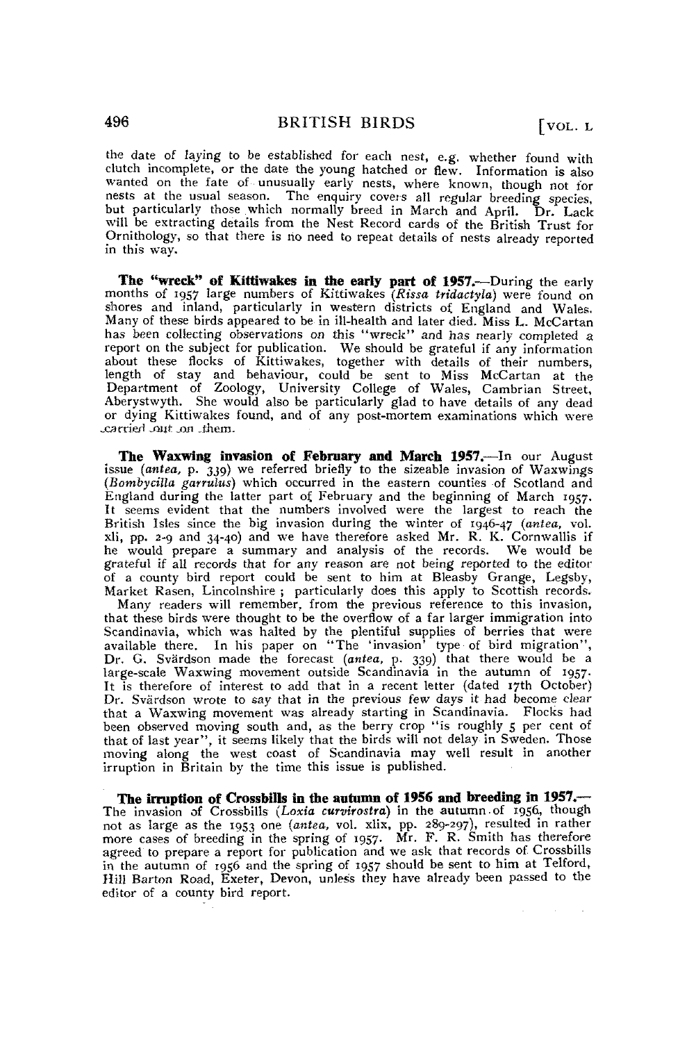the date of laying to be established for each nest, e.g. whether found with clutch incomplete, or the date the young hatched or flew. Information is also wanted on the fate of unusually early nests, where known, though not for nests at the usual season. The enquiry covers all regular breeding species, but particularly those which normally breed in March and April. Dr. Lack will be extracting details from the Nest Record cards of the British Trust for Ornithology, so that there is no need to repeat details of nests already reported in this way.

**The "wreck" of Kittiwakes in the early part of 1957.**—During the early months of 1957 large numbers of Kittiwakes (*Rissa tridactyla*) were found on shores and inland, particularly in western districts of England and Wales. Many of these birds appeared to be in ill-health and later died. Miss L. McCartan has been collecting observations on this "wreck" and has nearly completed a report on the subject for publication. We should be grateful if any information about these flocks of Kittiwakes, together with details of their numbers, length of stay and behaviour, could be sent to Miss McCartan at the Department of Zoology, University College of Wales, Cambrian Street, Aberystwyth. She would also be particularly glad to have details of any dead or dying Kittiwakes found, and of any post-mortem examinations which were carried out on them.

**The Waxwing invasion of February and March 1957.**—In our August issue (*antea*, p. 339) we referred briefly to the sizeable invasion of Waxwings (*Bombycilla garrulus*) which occurred in the eastern counties of Scotland and England during the latter part of February and the beginning of March 1957. It seems evident that the numbers involved were the largest to reach the British Isles since the big invasion during the winter of 1946-47 (*antea*, vol. xli, pp. 2-9 and 34-40) and we have therefore asked Mr. R. K. Cornwallis if he would prepare a summary and analysis of the records. We would be grateful if all records that for any reason are not being reported to the editor of a county bird report could be sent to him at Bleasby Grange, Legsby, Market Rasen, Lincolnshire; particularly does this apply to Scottish records.

Many readers will remember, from the previous reference to this invasion, that these birds were thought to be the overflow of a far larger immigration into Scandinavia, which was halted by the plentiful supplies of berries that were available there. In his paper on "The 'invasion' type of bird migration", Dr. G. Svärdson made the forecast (*antea*, p. 339) that there would be a large-scale Waxwing movement outside Scandinavia in the autumn of 1957. It is therefore of interest to add that in a recent letter (dated 17th October) Dr. Svärdson wrote to say that in the previous few days it had become clear that a Waxwing movement was already starting in Scandinavia. Flocks had been observed moving south and, as the berry crop "is roughly 5 per cent of that of last year", it seems likely that the birds will not delay in Sweden. Those moving along the west coast of Scandinavia may well result in another irruption in Britain by the time this issue is published.

**The irruption of Crossbills in the autumn of 1956 and breeding in 1957.**—The invasion of Crossbills (*Loxia curvirostra*) in the autumn of 1956, though not as large as the 1953 one (*antea*, vol. xlix, pp. 289-297), resulted in rather more cases of breeding in the spring of 1957. Mr. F. R. Smith has therefore agreed to prepare a report for publication and we ask that records of Crossbills in the autumn of 1956 and the spring of 1957 should be sent to him at Telford, Hill Barton Road, Exeter, Devon, unless they have already been passed to the editor of a county bird report.